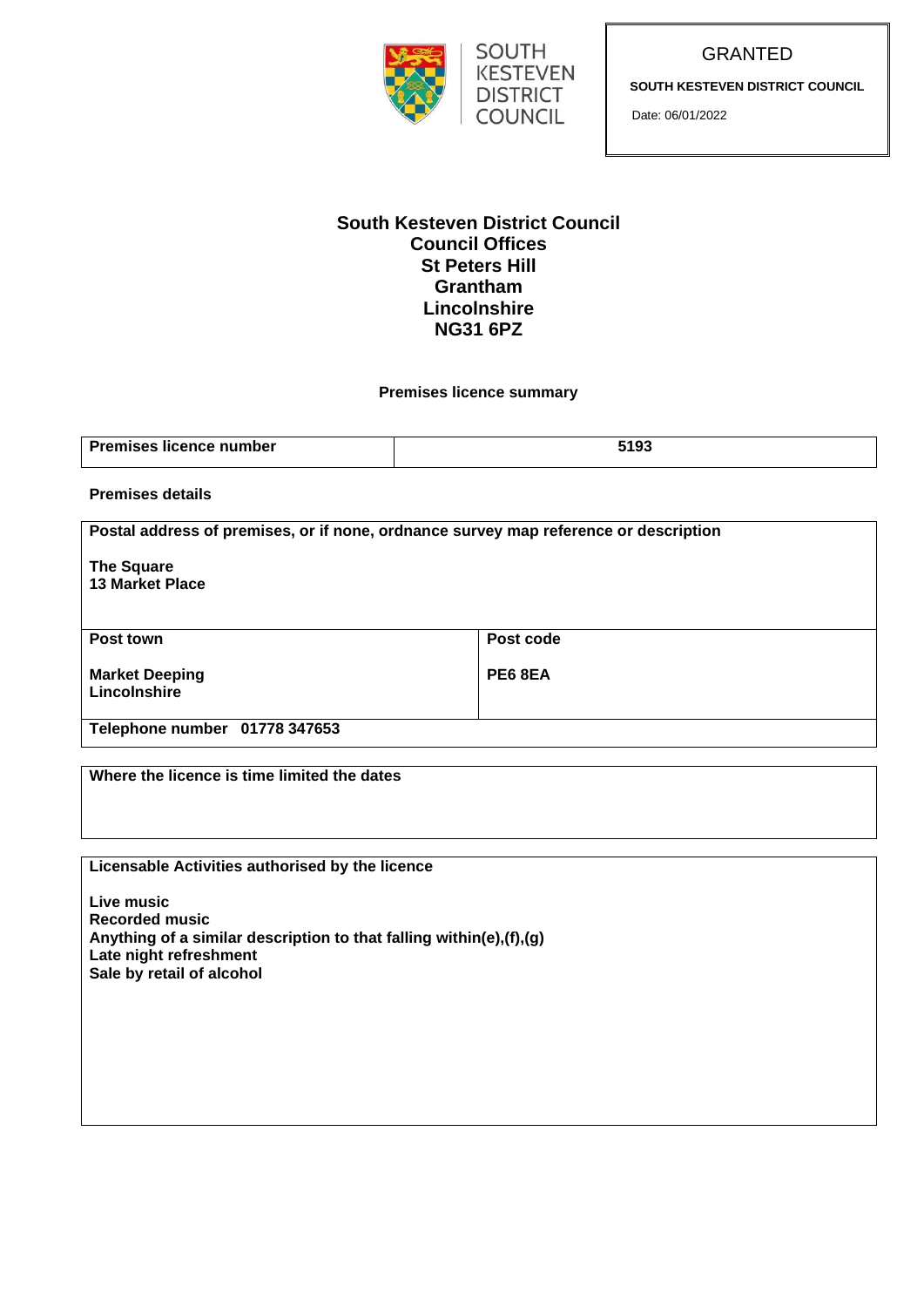SOUTH KESTEVEN DISTRICT COUNCIL

GRANTED

**SOUTH KESTEVEN DISTRICT COUNCIL**

Date: 06/01/2022

**South Kesteven District Council**
**Council Offices**
**St Peters Hill**
**Grantham**
**Lincolnshire**
**NG31 6PZ**

**Premises licence summary**

| **Premises licence number** | **5193** |
|---|---|

**Premises details**

| **Postal address of premises, or if none, ordnance survey map reference or description** | |
|---|---|
| **The Square**<br>**13 Market Place** | |
| **Post town** | **Post code** |
| **Market Deeping**<br>**Lincolnshire** | **PE6 8EA** |
| **Telephone number 01778 347653** | |

| **Where the licence is time limited the dates** |
|---|
| |

| **Licensable Activities authorised by the licence** |
|---|
| **Live music**<br>**Recorded music**<br>**Anything of a similar description to that falling within(e),(f),(g)**<br>**Late night refreshment**<br>**Sale by retail of alcohol** |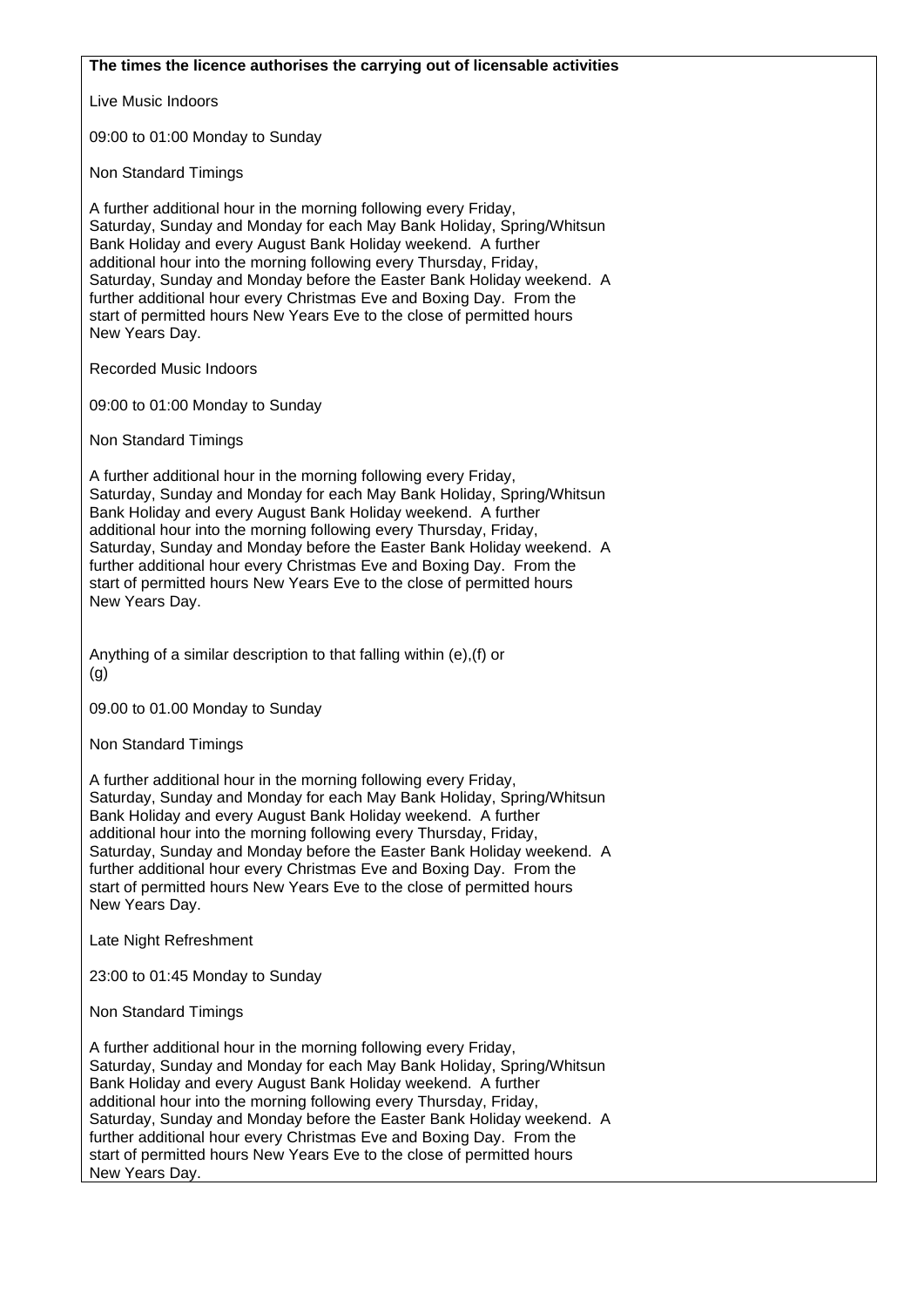**The times the licence authorises the carrying out of licensable activities**

Live Music Indoors

09:00 to 01:00 Monday to Sunday

Non Standard Timings

A further additional hour in the morning following every Friday, Saturday, Sunday and Monday for each May Bank Holiday, Spring/Whitsun Bank Holiday and every August Bank Holiday weekend. A further additional hour into the morning following every Thursday, Friday, Saturday, Sunday and Monday before the Easter Bank Holiday weekend. A further additional hour every Christmas Eve and Boxing Day. From the start of permitted hours New Years Eve to the close of permitted hours New Years Day.

Recorded Music Indoors

09:00 to 01:00 Monday to Sunday

Non Standard Timings

A further additional hour in the morning following every Friday, Saturday, Sunday and Monday for each May Bank Holiday, Spring/Whitsun Bank Holiday and every August Bank Holiday weekend. A further additional hour into the morning following every Thursday, Friday, Saturday, Sunday and Monday before the Easter Bank Holiday weekend. A further additional hour every Christmas Eve and Boxing Day. From the start of permitted hours New Years Eve to the close of permitted hours New Years Day.

Anything of a similar description to that falling within (e),(f) or (g)

09.00 to 01.00 Monday to Sunday

Non Standard Timings

A further additional hour in the morning following every Friday, Saturday, Sunday and Monday for each May Bank Holiday, Spring/Whitsun Bank Holiday and every August Bank Holiday weekend. A further additional hour into the morning following every Thursday, Friday, Saturday, Sunday and Monday before the Easter Bank Holiday weekend. A further additional hour every Christmas Eve and Boxing Day. From the start of permitted hours New Years Eve to the close of permitted hours New Years Day.

Late Night Refreshment

23:00 to 01:45 Monday to Sunday

Non Standard Timings

A further additional hour in the morning following every Friday, Saturday, Sunday and Monday for each May Bank Holiday, Spring/Whitsun Bank Holiday and every August Bank Holiday weekend. A further additional hour into the morning following every Thursday, Friday, Saturday, Sunday and Monday before the Easter Bank Holiday weekend. A further additional hour every Christmas Eve and Boxing Day. From the start of permitted hours New Years Eve to the close of permitted hours New Years Day.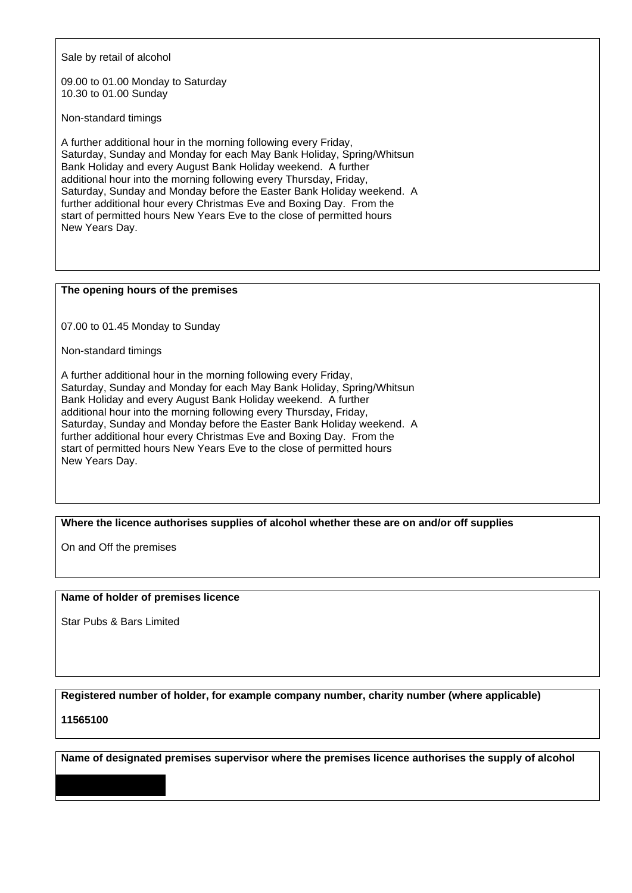Sale by retail of alcohol

09.00 to 01.00 Monday to Saturday
10.30 to 01.00 Sunday

Non-standard timings

A further additional hour in the morning following every Friday, Saturday, Sunday and Monday for each May Bank Holiday, Spring/Whitsun Bank Holiday and every August Bank Holiday weekend. A further additional hour into the morning following every Thursday, Friday, Saturday, Sunday and Monday before the Easter Bank Holiday weekend. A further additional hour every Christmas Eve and Boxing Day. From the start of permitted hours New Years Eve to the close of permitted hours New Years Day.

**The opening hours of the premises**

07.00 to 01.45 Monday to Sunday

Non-standard timings

A further additional hour in the morning following every Friday, Saturday, Sunday and Monday for each May Bank Holiday, Spring/Whitsun Bank Holiday and every August Bank Holiday weekend. A further additional hour into the morning following every Thursday, Friday, Saturday, Sunday and Monday before the Easter Bank Holiday weekend. A further additional hour every Christmas Eve and Boxing Day. From the start of permitted hours New Years Eve to the close of permitted hours New Years Day.

**Where the licence authorises supplies of alcohol whether these are on and/or off supplies**

On and Off the premises

**Name of holder of premises licence**

Star Pubs & Bars Limited

**Registered number of holder, for example company number, charity number (where applicable)**

**11565100**

**Name of designated premises supervisor where the premises licence authorises the supply of alcohol**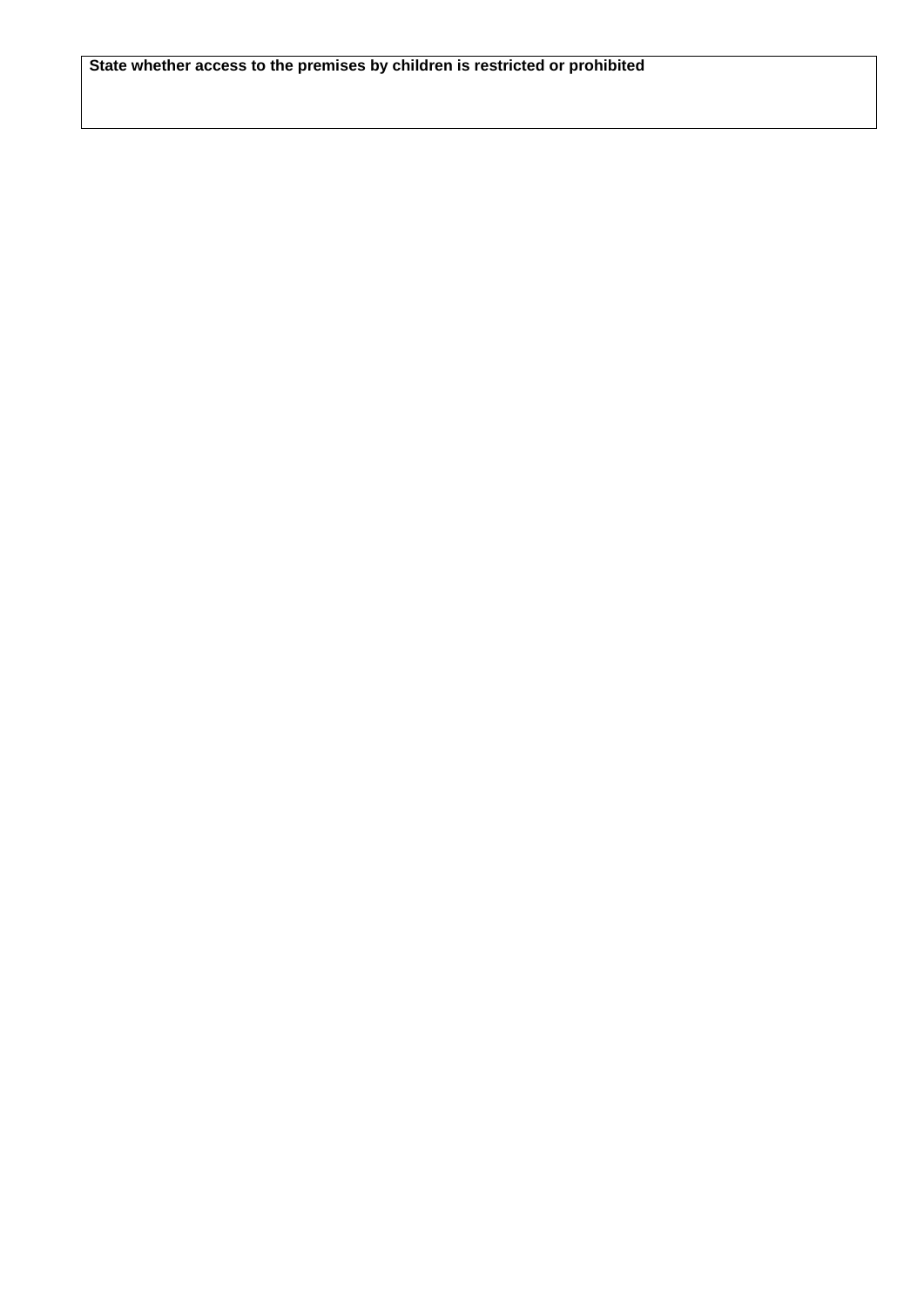| **State whether access to the premises by children is restricted or prohibited** |
|---|
| |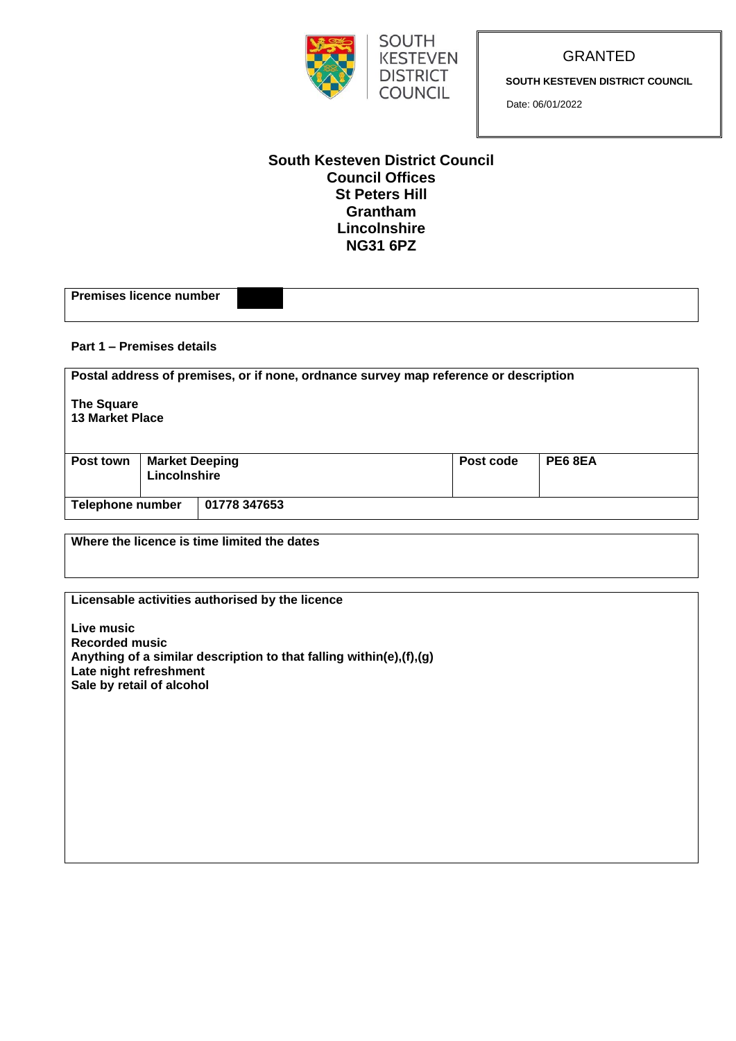SOUTH KESTEVEN DISTRICT COUNCIL

GRANTED

**SOUTH KESTEVEN DISTRICT COUNCIL**

Date: 06/01/2022

**South Kesteven District Council**
**Council Offices**
**St Peters Hill**
**Grantham**
**Lincolnshire**
**NG31 6PZ**

| **Premises licence number** | |
|---|---|

**Part 1 – Premises details**

| **Postal address of premises, or if none, ordnance survey map reference or description** | | | |
|---|---|---|---|
| **The Square**<br>**13 Market Place** | | | |
| **Post town** | **Market Deeping**<br>**Lincolnshire** | **Post code** | **PE6 8EA** |
| **Telephone number** | **01778 347653** | | |

| **Where the licence is time limited the dates** |
|---|
| |

| **Licensable activities authorised by the licence** |
|---|
| **Live music**<br>**Recorded music**<br>**Anything of a similar description to that falling within(e),(f),(g)**<br>**Late night refreshment**<br>**Sale by retail of alcohol** |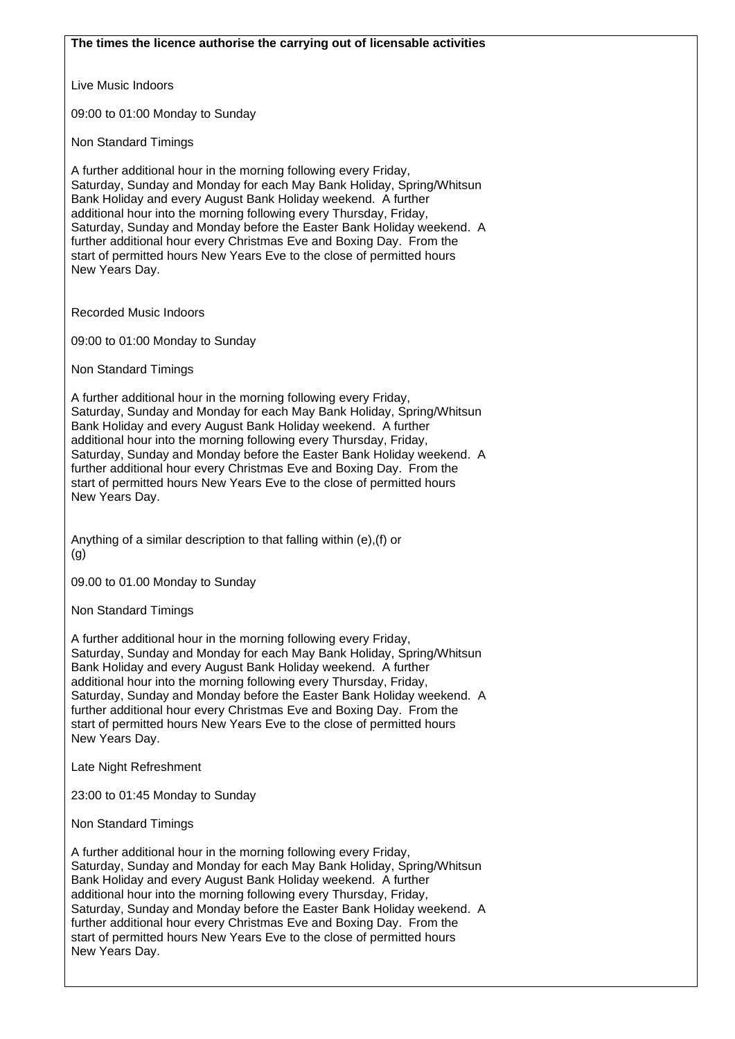**The times the licence authorise the carrying out of licensable activities**

Live Music Indoors

09:00 to 01:00 Monday to Sunday

Non Standard Timings

A further additional hour in the morning following every Friday, Saturday, Sunday and Monday for each May Bank Holiday, Spring/Whitsun Bank Holiday and every August Bank Holiday weekend. A further additional hour into the morning following every Thursday, Friday, Saturday, Sunday and Monday before the Easter Bank Holiday weekend. A further additional hour every Christmas Eve and Boxing Day. From the start of permitted hours New Years Eve to the close of permitted hours New Years Day.

Recorded Music Indoors

09:00 to 01:00 Monday to Sunday

Non Standard Timings

A further additional hour in the morning following every Friday, Saturday, Sunday and Monday for each May Bank Holiday, Spring/Whitsun Bank Holiday and every August Bank Holiday weekend. A further additional hour into the morning following every Thursday, Friday, Saturday, Sunday and Monday before the Easter Bank Holiday weekend. A further additional hour every Christmas Eve and Boxing Day. From the start of permitted hours New Years Eve to the close of permitted hours New Years Day.

Anything of a similar description to that falling within (e),(f) or (g)

09.00 to 01.00 Monday to Sunday

Non Standard Timings

A further additional hour in the morning following every Friday, Saturday, Sunday and Monday for each May Bank Holiday, Spring/Whitsun Bank Holiday and every August Bank Holiday weekend. A further additional hour into the morning following every Thursday, Friday, Saturday, Sunday and Monday before the Easter Bank Holiday weekend. A further additional hour every Christmas Eve and Boxing Day. From the start of permitted hours New Years Eve to the close of permitted hours New Years Day.

Late Night Refreshment

23:00 to 01:45 Monday to Sunday

Non Standard Timings

A further additional hour in the morning following every Friday, Saturday, Sunday and Monday for each May Bank Holiday, Spring/Whitsun Bank Holiday and every August Bank Holiday weekend. A further additional hour into the morning following every Thursday, Friday, Saturday, Sunday and Monday before the Easter Bank Holiday weekend. A further additional hour every Christmas Eve and Boxing Day. From the start of permitted hours New Years Eve to the close of permitted hours New Years Day.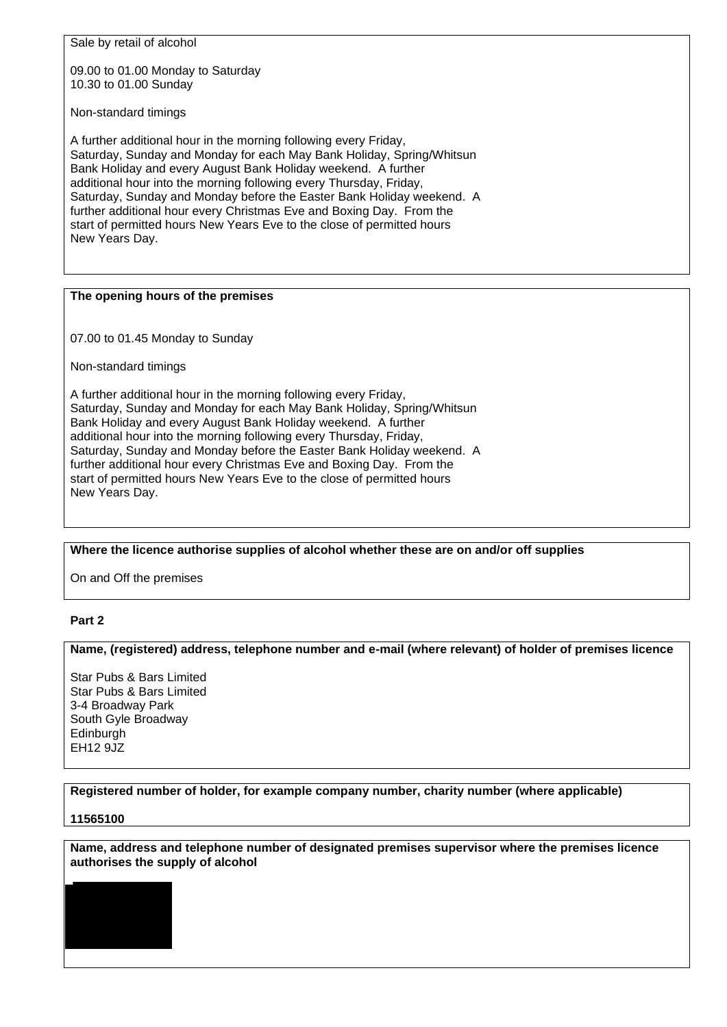Sale by retail of alcohol

09.00 to 01.00 Monday to Saturday
10.30 to 01.00 Sunday

Non-standard timings

A further additional hour in the morning following every Friday, Saturday, Sunday and Monday for each May Bank Holiday, Spring/Whitsun Bank Holiday and every August Bank Holiday weekend. A further additional hour into the morning following every Thursday, Friday, Saturday, Sunday and Monday before the Easter Bank Holiday weekend. A further additional hour every Christmas Eve and Boxing Day. From the start of permitted hours New Years Eve to the close of permitted hours New Years Day.

**The opening hours of the premises**

07.00 to 01.45 Monday to Sunday

Non-standard timings

A further additional hour in the morning following every Friday, Saturday, Sunday and Monday for each May Bank Holiday, Spring/Whitsun Bank Holiday and every August Bank Holiday weekend. A further additional hour into the morning following every Thursday, Friday, Saturday, Sunday and Monday before the Easter Bank Holiday weekend. A further additional hour every Christmas Eve and Boxing Day. From the start of permitted hours New Years Eve to the close of permitted hours New Years Day.

**Where the licence authorise supplies of alcohol whether these are on and/or off supplies**

On and Off the premises

**Part 2**

**Name, (registered) address, telephone number and e-mail (where relevant) of holder of premises licence**

Star Pubs & Bars Limited
Star Pubs & Bars Limited
3-4 Broadway Park
South Gyle Broadway
Edinburgh
EH12 9JZ

**Registered number of holder, for example company number, charity number (where applicable)**

**11565100**

**Name, address and telephone number of designated premises supervisor where the premises licence authorises the supply of alcohol**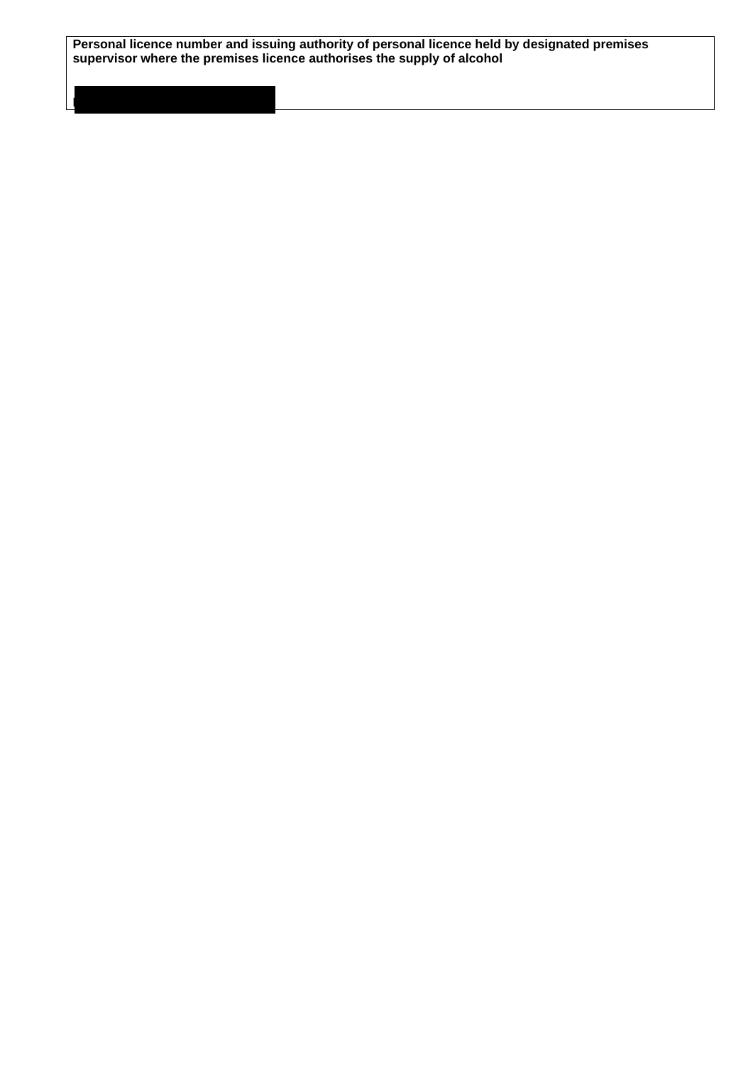**Personal licence number and issuing authority of personal licence held by designated premises supervisor where the premises licence authorises the supply of alcohol**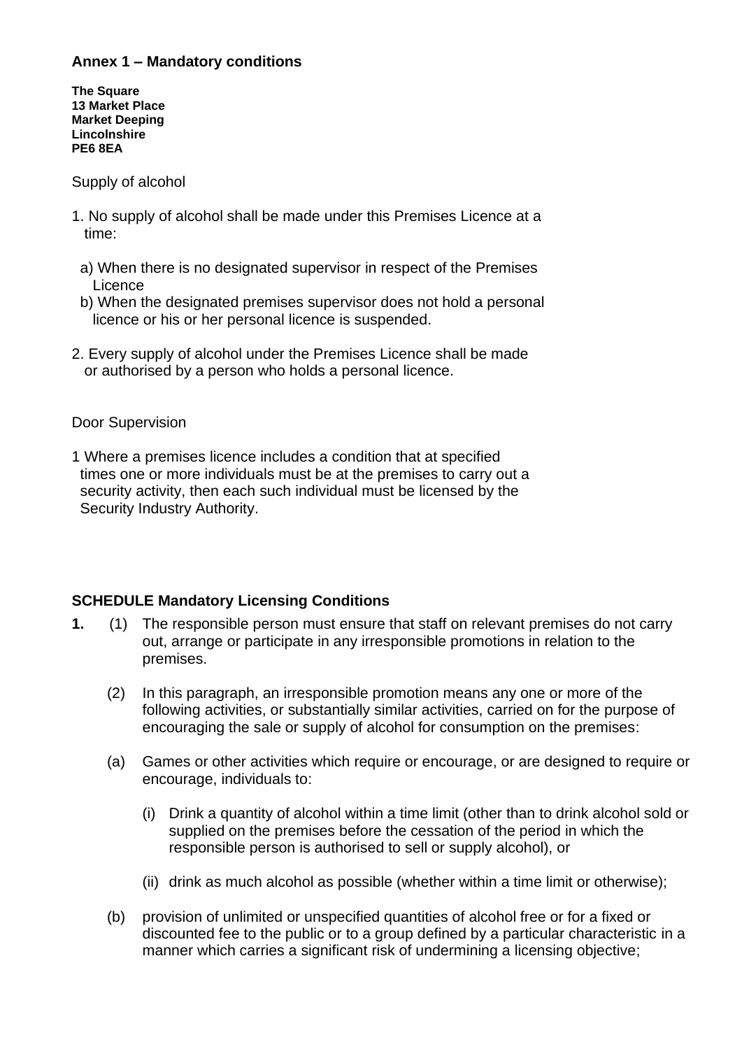**Annex 1 – Mandatory conditions**

**The Square**
**13 Market Place**
**Market Deeping**
**Lincolnshire**
**PE6 8EA**

Supply of alcohol

1. No supply of alcohol shall be made under this Premises Licence at a time:

   a) When there is no designated supervisor in respect of the Premises Licence
   b) When the designated premises supervisor does not hold a personal licence or his or her personal licence is suspended.

2. Every supply of alcohol under the Premises Licence shall be made or authorised by a person who holds a personal licence.

Door Supervision

1 Where a premises licence includes a condition that at specified times one or more individuals must be at the premises to carry out a security activity, then each such individual must be licensed by the Security Industry Authority.

**SCHEDULE Mandatory Licensing Conditions**

**1.** (1) The responsible person must ensure that staff on relevant premises do not carry out, arrange or participate in any irresponsible promotions in relation to the premises.

(2) In this paragraph, an irresponsible promotion means any one or more of the following activities, or substantially similar activities, carried on for the purpose of encouraging the sale or supply of alcohol for consumption on the premises:

(a) Games or other activities which require or encourage, or are designed to require or encourage, individuals to:

  (i) Drink a quantity of alcohol within a time limit (other than to drink alcohol sold or supplied on the premises before the cessation of the period in which the responsible person is authorised to sell or supply alcohol), or

  (ii) drink as much alcohol as possible (whether within a time limit or otherwise);

(b) provision of unlimited or unspecified quantities of alcohol free or for a fixed or discounted fee to the public or to a group defined by a particular characteristic in a manner which carries a significant risk of undermining a licensing objective;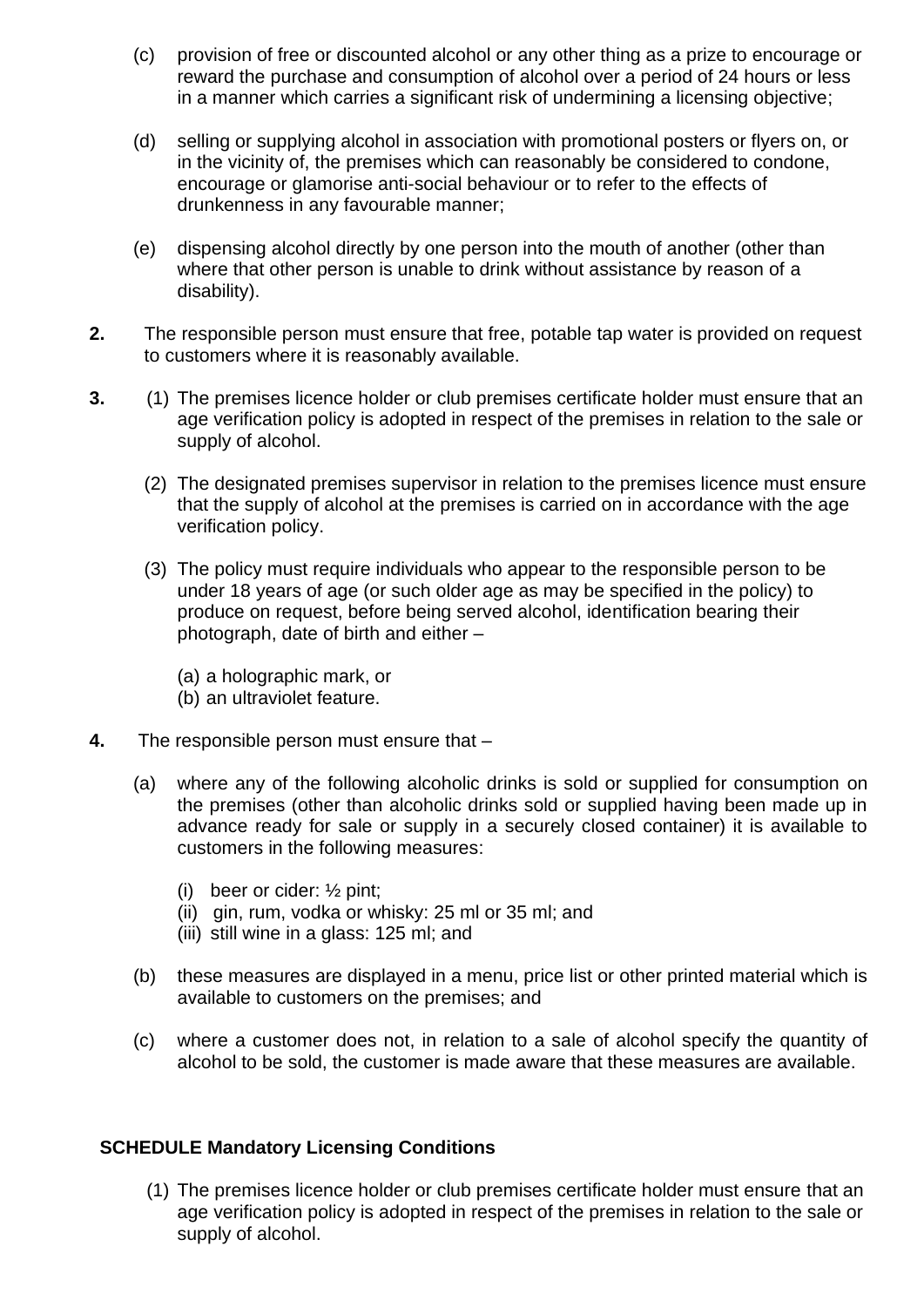(c) provision of free or discounted alcohol or any other thing as a prize to encourage or reward the purchase and consumption of alcohol over a period of 24 hours or less in a manner which carries a significant risk of undermining a licensing objective;

(d) selling or supplying alcohol in association with promotional posters or flyers on, or in the vicinity of, the premises which can reasonably be considered to condone, encourage or glamorise anti-social behaviour or to refer to the effects of drunkenness in any favourable manner;

(e) dispensing alcohol directly by one person into the mouth of another (other than where that other person is unable to drink without assistance by reason of a disability).

**2.** The responsible person must ensure that free, potable tap water is provided on request to customers where it is reasonably available.

**3.** (1) The premises licence holder or club premises certificate holder must ensure that an age verification policy is adopted in respect of the premises in relation to the sale or supply of alcohol.

(2) The designated premises supervisor in relation to the premises licence must ensure that the supply of alcohol at the premises is carried on in accordance with the age verification policy.

(3) The policy must require individuals who appear to the responsible person to be under 18 years of age (or such older age as may be specified in the policy) to produce on request, before being served alcohol, identification bearing their photograph, date of birth and either –

(a) a holographic mark, or
(b) an ultraviolet feature.

**4.** The responsible person must ensure that –

(a) where any of the following alcoholic drinks is sold or supplied for consumption on the premises (other than alcoholic drinks sold or supplied having been made up in advance ready for sale or supply in a securely closed container) it is available to customers in the following measures:

(i) beer or cider: ½ pint;
(ii) gin, rum, vodka or whisky: 25 ml or 35 ml; and
(iii) still wine in a glass: 125 ml; and

(b) these measures are displayed in a menu, price list or other printed material which is available to customers on the premises; and

(c) where a customer does not, in relation to a sale of alcohol specify the quantity of alcohol to be sold, the customer is made aware that these measures are available.

**SCHEDULE Mandatory Licensing Conditions**

(1) The premises licence holder or club premises certificate holder must ensure that an age verification policy is adopted in respect of the premises in relation to the sale or supply of alcohol.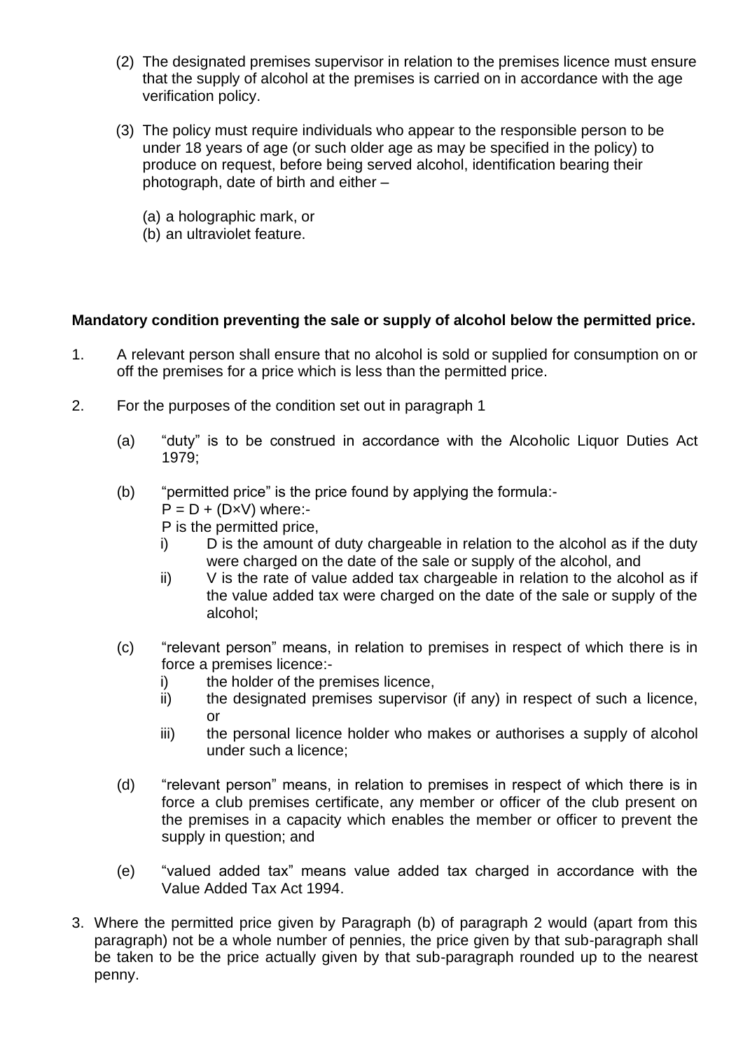(2) The designated premises supervisor in relation to the premises licence must ensure that the supply of alcohol at the premises is carried on in accordance with the age verification policy.

(3) The policy must require individuals who appear to the responsible person to be under 18 years of age (or such older age as may be specified in the policy) to produce on request, before being served alcohol, identification bearing their photograph, date of birth and either –

(a) a holographic mark, or
(b) an ultraviolet feature.

**Mandatory condition preventing the sale or supply of alcohol below the permitted price.**

1. A relevant person shall ensure that no alcohol is sold or supplied for consumption on or off the premises for a price which is less than the permitted price.

2. For the purposes of the condition set out in paragraph 1

   (a) "duty" is to be construed in accordance with the Alcoholic Liquor Duties Act 1979;

   (b) "permitted price" is the price found by applying the formula:-
   $P = D + (D \times V)$ where:-
   P is the permitted price,
      i) D is the amount of duty chargeable in relation to the alcohol as if the duty were charged on the date of the sale or supply of the alcohol, and
      ii) V is the rate of value added tax chargeable in relation to the alcohol as if the value added tax were charged on the date of the sale or supply of the alcohol;

   (c) "relevant person" means, in relation to premises in respect of which there is in force a premises licence:-
      i) the holder of the premises licence,
      ii) the designated premises supervisor (if any) in respect of such a licence, or
      iii) the personal licence holder who makes or authorises a supply of alcohol under such a licence;

   (d) "relevant person" means, in relation to premises in respect of which there is in force a club premises certificate, any member or officer of the club present on the premises in a capacity which enables the member or officer to prevent the supply in question; and

   (e) "valued added tax" means value added tax charged in accordance with the Value Added Tax Act 1994.

3. Where the permitted price given by Paragraph (b) of paragraph 2 would (apart from this paragraph) not be a whole number of pennies, the price given by that sub-paragraph shall be taken to be the price actually given by that sub-paragraph rounded up to the nearest penny.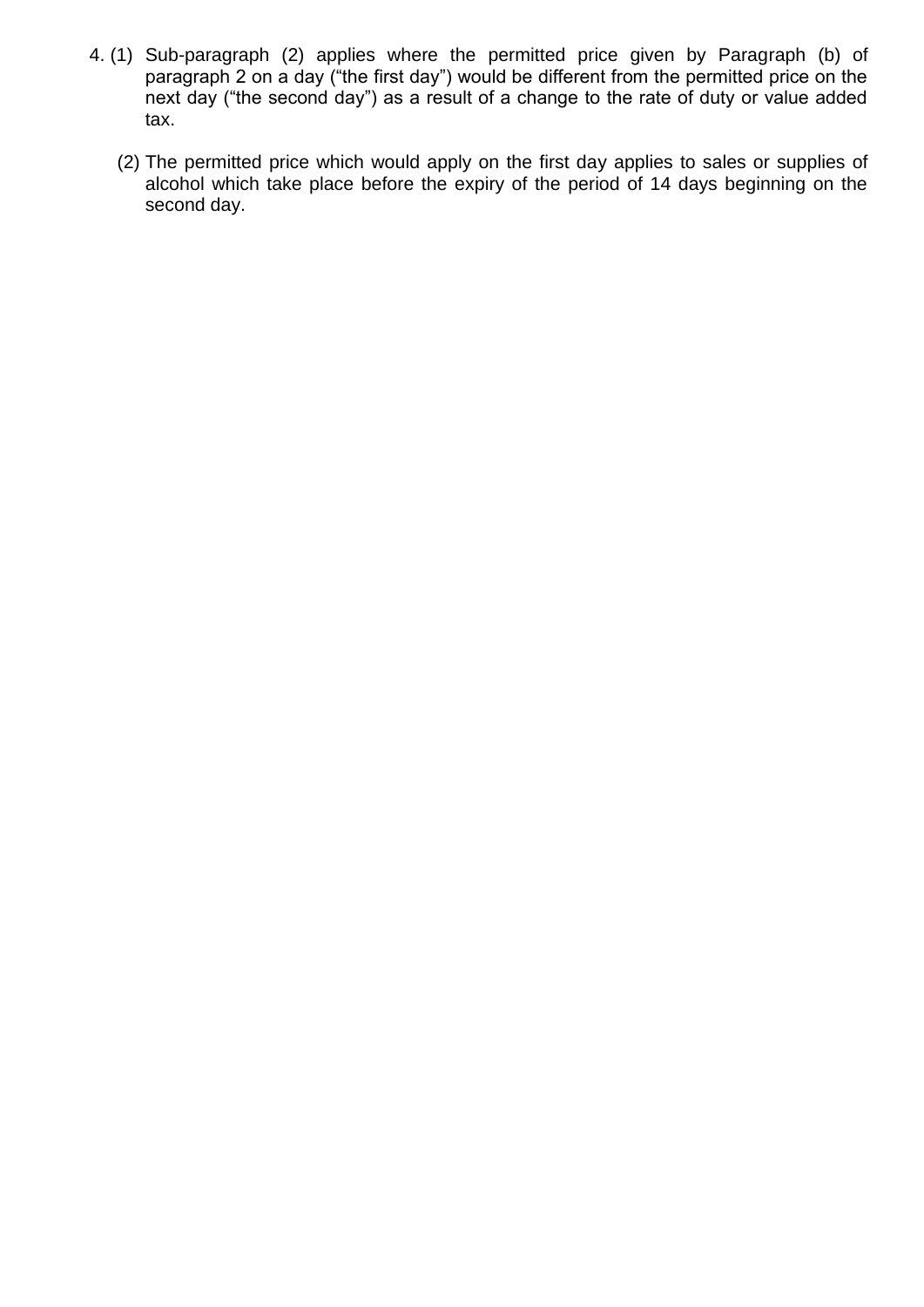4. (1) Sub-paragraph (2) applies where the permitted price given by Paragraph (b) of paragraph 2 on a day ("the first day") would be different from the permitted price on the next day ("the second day") as a result of a change to the rate of duty or value added tax.

   (2) The permitted price which would apply on the first day applies to sales or supplies of alcohol which take place before the expiry of the period of 14 days beginning on the second day.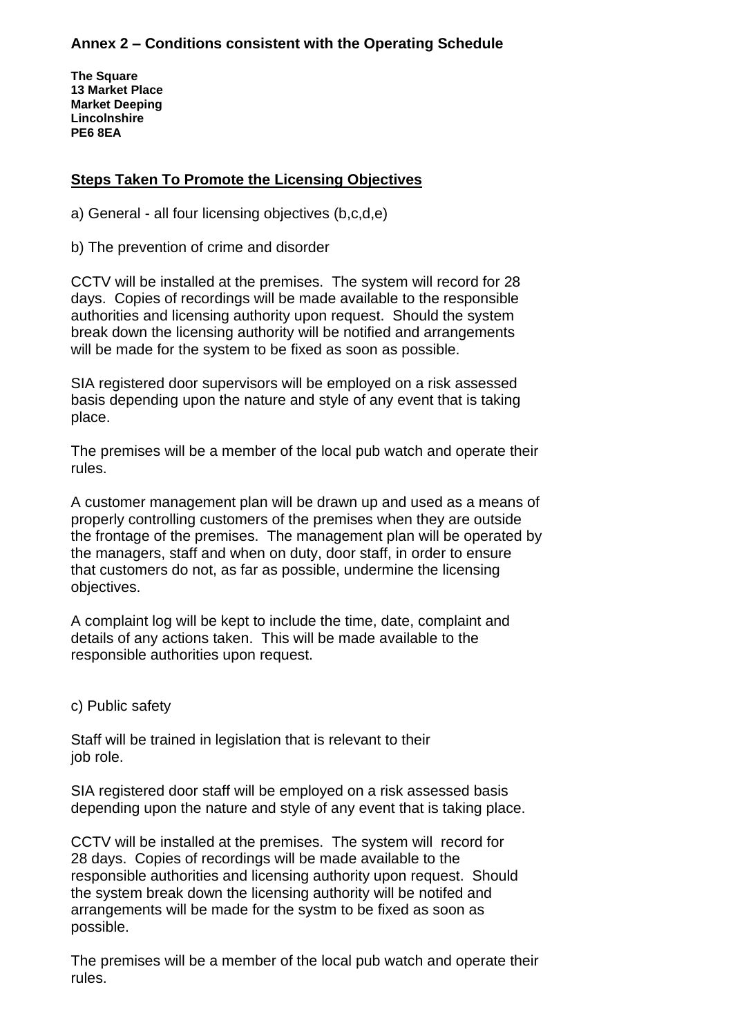## Annex 2 – Conditions consistent with the Operating Schedule

**The Square**
**13 Market Place**
**Market Deeping**
**Lincolnshire**
**PE6 8EA**

### Steps Taken To Promote the Licensing Objectives

a) General - all four licensing objectives (b,c,d,e)

b) The prevention of crime and disorder

CCTV will be installed at the premises. The system will record for 28 days. Copies of recordings will be made available to the responsible authorities and licensing authority upon request. Should the system break down the licensing authority will be notified and arrangements will be made for the system to be fixed as soon as possible.

SIA registered door supervisors will be employed on a risk assessed basis depending upon the nature and style of any event that is taking place.

The premises will be a member of the local pub watch and operate their rules.

A customer management plan will be drawn up and used as a means of properly controlling customers of the premises when they are outside the frontage of the premises. The management plan will be operated by the managers, staff and when on duty, door staff, in order to ensure that customers do not, as far as possible, undermine the licensing objectives.

A complaint log will be kept to include the time, date, complaint and details of any actions taken. This will be made available to the responsible authorities upon request.

c) Public safety

Staff will be trained in legislation that is relevant to their job role.

SIA registered door staff will be employed on a risk assessed basis depending upon the nature and style of any event that is taking place.

CCTV will be installed at the premises. The system will record for 28 days. Copies of recordings will be made available to the responsible authorities and licensing authority upon request. Should the system break down the licensing authority will be notifed and arrangements will be made for the systm to be fixed as soon as possible.

The premises will be a member of the local pub watch and operate their rules.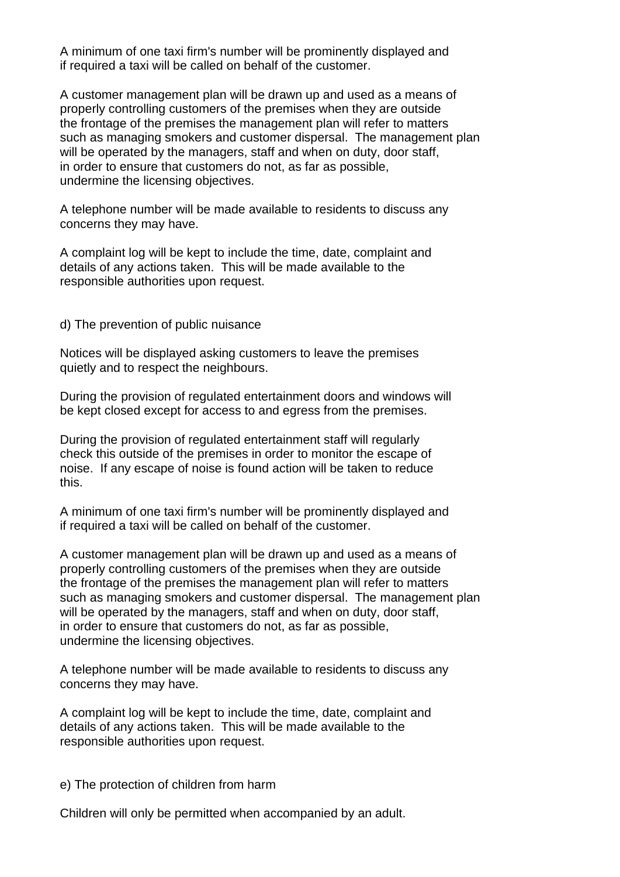A minimum of one taxi firm's number will be prominently displayed and if required a taxi will be called on behalf of the customer.

A customer management plan will be drawn up and used as a means of properly controlling customers of the premises when they are outside the frontage of the premises the management plan will refer to matters such as managing smokers and customer dispersal. The management plan will be operated by the managers, staff and when on duty, door staff, in order to ensure that customers do not, as far as possible, undermine the licensing objectives.

A telephone number will be made available to residents to discuss any concerns they may have.

A complaint log will be kept to include the time, date, complaint and details of any actions taken. This will be made available to the responsible authorities upon request.

d) The prevention of public nuisance

Notices will be displayed asking customers to leave the premises quietly and to respect the neighbours.

During the provision of regulated entertainment doors and windows will be kept closed except for access to and egress from the premises.

During the provision of regulated entertainment staff will regularly check this outside of the premises in order to monitor the escape of noise. If any escape of noise is found action will be taken to reduce this.

A minimum of one taxi firm's number will be prominently displayed and if required a taxi will be called on behalf of the customer.

A customer management plan will be drawn up and used as a means of properly controlling customers of the premises when they are outside the frontage of the premises the management plan will refer to matters such as managing smokers and customer dispersal. The management plan will be operated by the managers, staff and when on duty, door staff, in order to ensure that customers do not, as far as possible, undermine the licensing objectives.

A telephone number will be made available to residents to discuss any concerns they may have.

A complaint log will be kept to include the time, date, complaint and details of any actions taken. This will be made available to the responsible authorities upon request.

e) The protection of children from harm

Children will only be permitted when accompanied by an adult.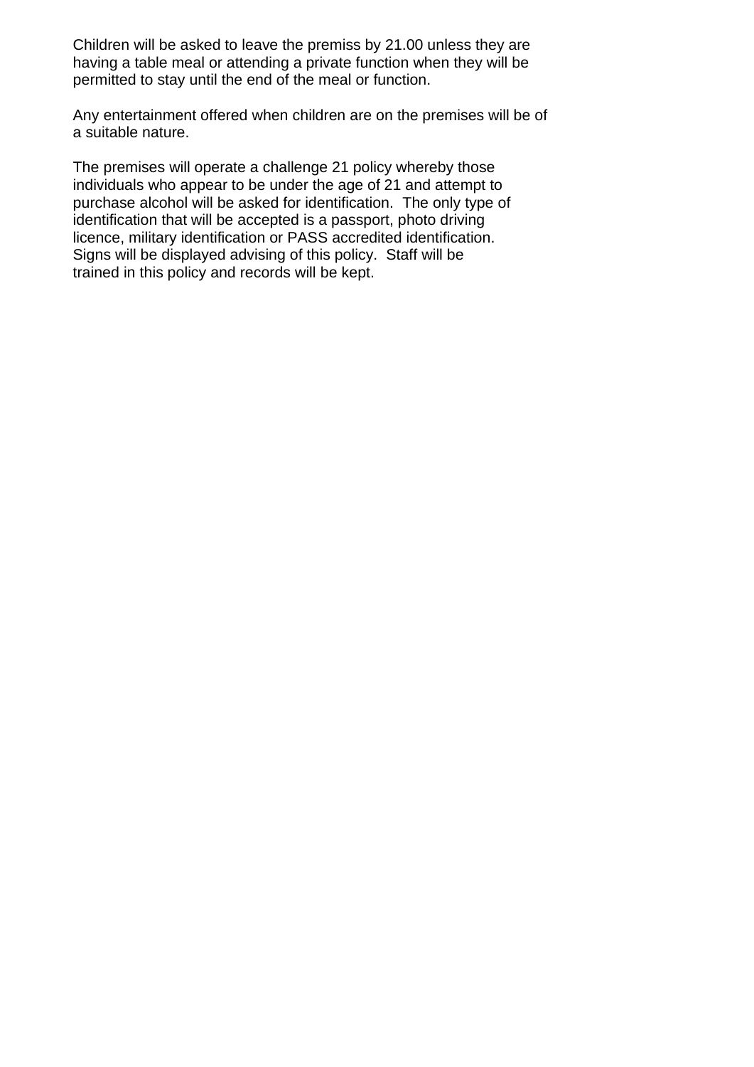Children will be asked to leave the premiss by 21.00 unless they are having a table meal or attending a private function when they will be permitted to stay until the end of the meal or function.

Any entertainment offered when children are on the premises will be of a suitable nature.

The premises will operate a challenge 21 policy whereby those individuals who appear to be under the age of 21 and attempt to purchase alcohol will be asked for identification. The only type of identification that will be accepted is a passport, photo driving licence, military identification or PASS accredited identification. Signs will be displayed advising of this policy. Staff will be trained in this policy and records will be kept.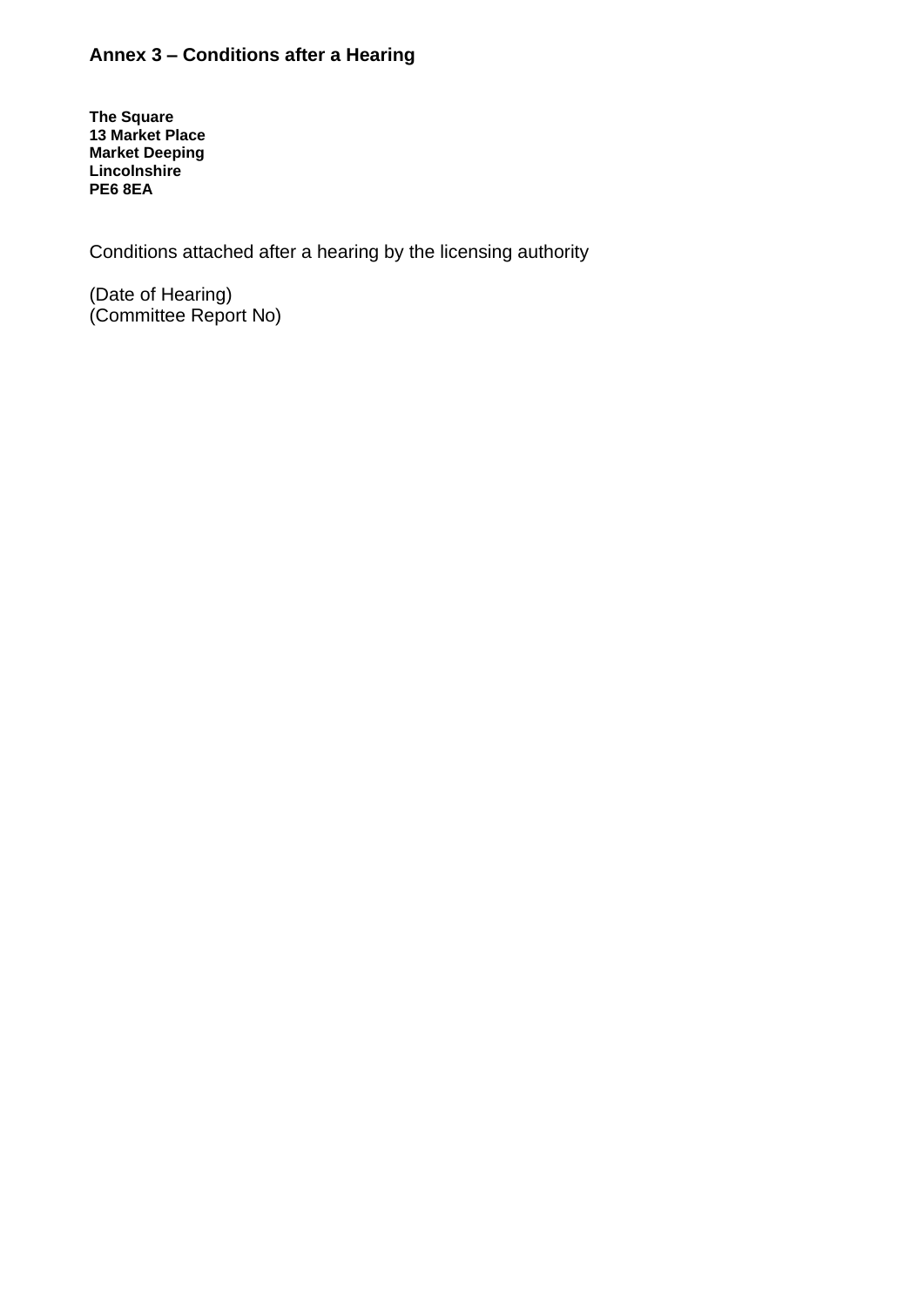## Annex 3 – Conditions after a Hearing

**The Square**
**13 Market Place**
**Market Deeping**
**Lincolnshire**
**PE6 8EA**

Conditions attached after a hearing by the licensing authority

(Date of Hearing)
(Committee Report No)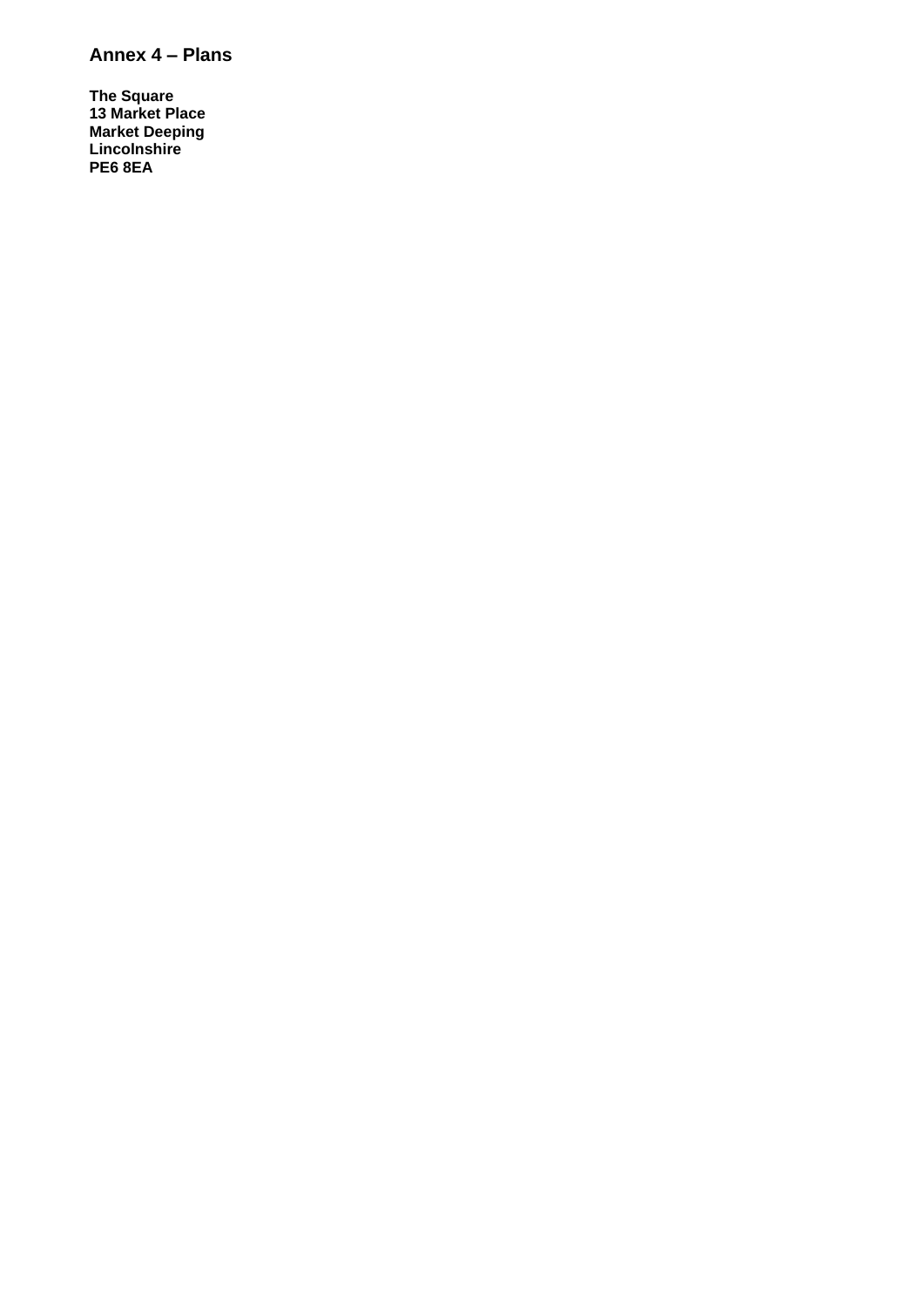## Annex 4 – Plans

**The Square**
**13 Market Place**
**Market Deeping**
**Lincolnshire**
**PE6 8EA**